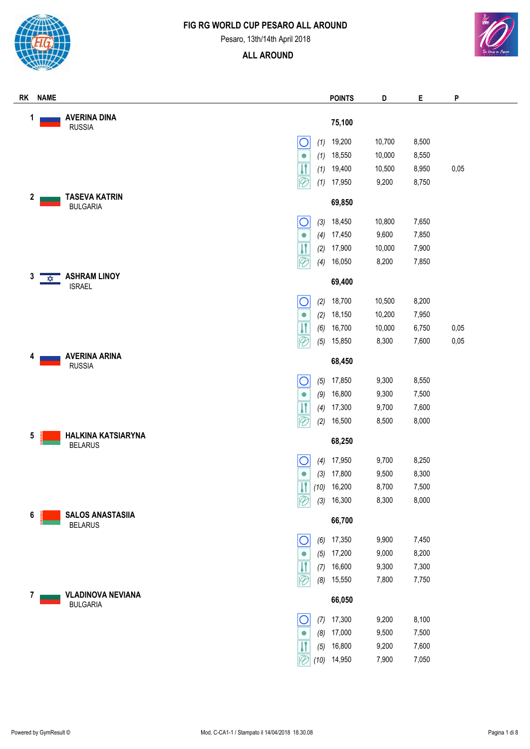# FIG RG WORLD CUP PESARO ALL AROUND

Pesaro, 13th/14th April 2018

## ALL AROUND

| RK | NAME | Apparatus | Rank | POINTS | D | E | P |
|---|---|---|---|---|---|---|---|
| 1 | AVERINA DINA<br>RUSSIA | | | 75,100 | | | |
| | | Hoop | (1) | 19,200 | 10,700 | 8,500 | |
| | | Ball | (1) | 18,550 | 10,000 | 8,550 | |
| | | Clubs | (1) | 19,400 | 10,500 | 8,950 | 0,05 |
| | | Ribbon | (1) | 17,950 | 9,200 | 8,750 | |
| 2 | TASEVA KATRIN<br>BULGARIA | | | 69,850 | | | |
| | | Hoop | (3) | 18,450 | 10,800 | 7,650 | |
| | | Ball | (4) | 17,450 | 9,600 | 7,850 | |
| | | Clubs | (2) | 17,900 | 10,000 | 7,900 | |
| | | Ribbon | (4) | 16,050 | 8,200 | 7,850 | |
| 3 | ASHRAM LINOY<br>ISRAEL | | | 69,400 | | | |
| | | Hoop | (2) | 18,700 | 10,500 | 8,200 | |
| | | Ball | (2) | 18,150 | 10,200 | 7,950 | |
| | | Clubs | (6) | 16,700 | 10,000 | 6,750 | 0,05 |
| | | Ribbon | (5) | 15,850 | 8,300 | 7,600 | 0,05 |
| 4 | AVERINA ARINA<br>RUSSIA | | | 68,450 | | | |
| | | Hoop | (5) | 17,850 | 9,300 | 8,550 | |
| | | Ball | (9) | 16,800 | 9,300 | 7,500 | |
| | | Clubs | (4) | 17,300 | 9,700 | 7,600 | |
| | | Ribbon | (2) | 16,500 | 8,500 | 8,000 | |
| 5 | HALKINA KATSIARYNA<br>BELARUS | | | 68,250 | | | |
| | | Hoop | (4) | 17,950 | 9,700 | 8,250 | |
| | | Ball | (3) | 17,800 | 9,500 | 8,300 | |
| | | Clubs | (10) | 16,200 | 8,700 | 7,500 | |
| | | Ribbon | (3) | 16,300 | 8,300 | 8,000 | |
| 6 | SALOS ANASTASIIA<br>BELARUS | | | 66,700 | | | |
| | | Hoop | (6) | 17,350 | 9,900 | 7,450 | |
| | | Ball | (5) | 17,200 | 9,000 | 8,200 | |
| | | Clubs | (7) | 16,600 | 9,300 | 7,300 | |
| | | Ribbon | (8) | 15,550 | 7,800 | 7,750 | |
| 7 | VLADINOVA NEVIANA<br>BULGARIA | | | 66,050 | | | |
| | | Hoop | (7) | 17,300 | 9,200 | 8,100 | |
| | | Ball | (8) | 17,000 | 9,500 | 7,500 | |
| | | Clubs | (5) | 16,800 | 9,200 | 7,600 | |
| | | Ribbon | (10) | 14,950 | 7,900 | 7,050 | |

Powered by GymResult © Mod. C-CA1-1 / Stampato il 14/04/2018 18.30.08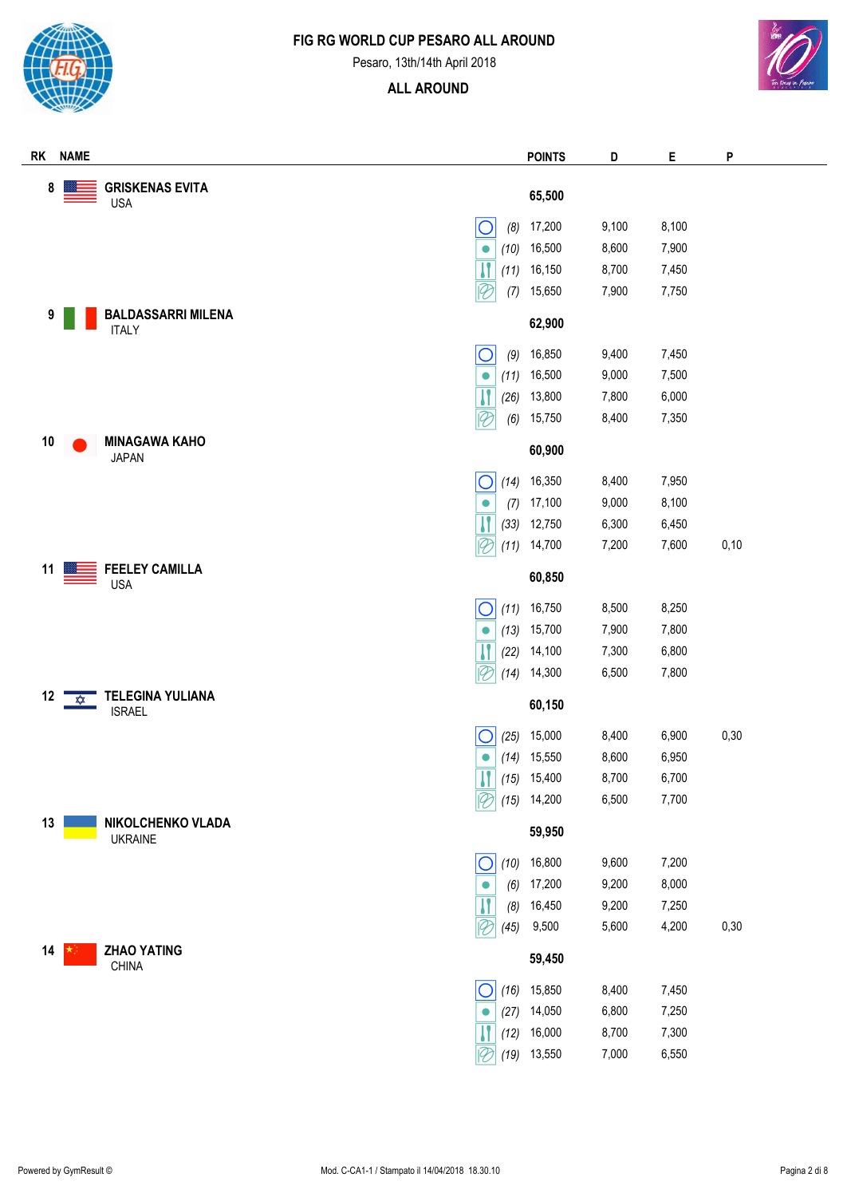# FIG RG WORLD CUP PESARO ALL AROUND

Pesaro, 13th/14th April 2018

## ALL AROUND

| RK | NAME | | | POINTS | D | E | P |
|---|---|---|---|---|---|---|---|
| 8 | GRISKENAS EVITA<br>USA | | | 65,500 | | | |
| | | Hoop | (8) | 17,200 | 9,100 | 8,100 | |
| | | Ball | (10) | 16,500 | 8,600 | 7,900 | |
| | | Clubs | (11) | 16,150 | 8,700 | 7,450 | |
| | | Ribbon | (7) | 15,650 | 7,900 | 7,750 | |
| 9 | BALDASSARRI MILENA<br>ITALY | | | 62,900 | | | |
| | | Hoop | (9) | 16,850 | 9,400 | 7,450 | |
| | | Ball | (11) | 16,500 | 9,000 | 7,500 | |
| | | Clubs | (26) | 13,800 | 7,800 | 6,000 | |
| | | Ribbon | (6) | 15,750 | 8,400 | 7,350 | |
| 10 | MINAGAWA KAHO<br>JAPAN | | | 60,900 | | | |
| | | Hoop | (14) | 16,350 | 8,400 | 7,950 | |
| | | Ball | (7) | 17,100 | 9,000 | 8,100 | |
| | | Clubs | (33) | 12,750 | 6,300 | 6,450 | |
| | | Ribbon | (11) | 14,700 | 7,200 | 7,600 | 0,10 |
| 11 | FEELEY CAMILLA<br>USA | | | 60,850 | | | |
| | | Hoop | (11) | 16,750 | 8,500 | 8,250 | |
| | | Ball | (13) | 15,700 | 7,900 | 7,800 | |
| | | Clubs | (22) | 14,100 | 7,300 | 6,800 | |
| | | Ribbon | (14) | 14,300 | 6,500 | 7,800 | |
| 12 | TELEGINA YULIANA<br>ISRAEL | | | 60,150 | | | |
| | | Hoop | (25) | 15,000 | 8,400 | 6,900 | 0,30 |
| | | Ball | (14) | 15,550 | 8,600 | 6,950 | |
| | | Clubs | (15) | 15,400 | 8,700 | 6,700 | |
| | | Ribbon | (15) | 14,200 | 6,500 | 7,700 | |
| 13 | NIKOLCHENKO VLADA<br>UKRAINE | | | 59,950 | | | |
| | | Hoop | (10) | 16,800 | 9,600 | 7,200 | |
| | | Ball | (6) | 17,200 | 9,200 | 8,000 | |
| | | Clubs | (8) | 16,450 | 9,200 | 7,250 | |
| | | Ribbon | (45) | 9,500 | 5,600 | 4,200 | 0,30 |
| 14 | ZHAO YATING<br>CHINA | | | 59,450 | | | |
| | | Hoop | (16) | 15,850 | 8,400 | 7,450 | |
| | | Ball | (27) | 14,050 | 6,800 | 7,250 | |
| | | Clubs | (12) | 16,000 | 8,700 | 7,300 | |
| | | Ribbon | (19) | 13,550 | 7,000 | 6,550 | |

Powered by GymResult © Mod. C-CA1-1 / Stampato il 14/04/2018 18.30.10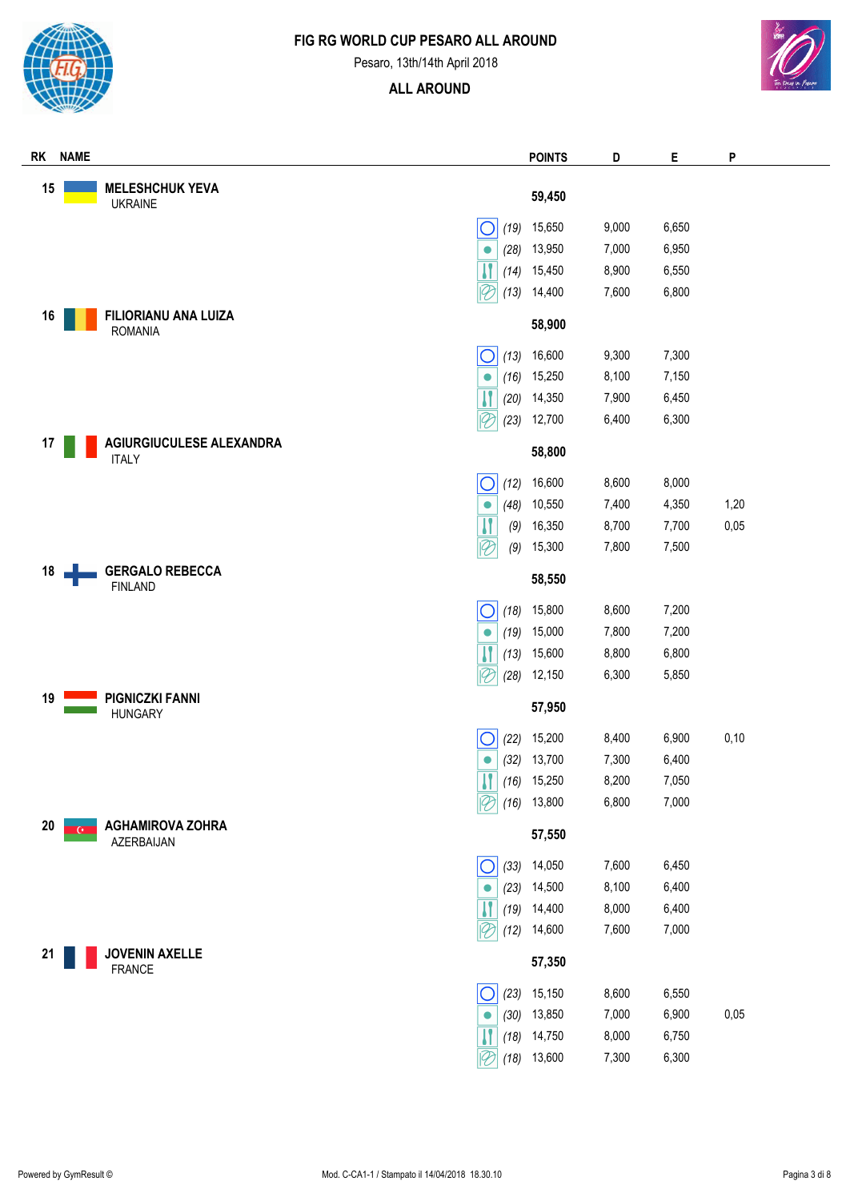# FIG RG WORLD CUP PESARO ALL AROUND

Pesaro, 13th/14th April 2018

## ALL AROUND

| RK | NAME | | | POINTS | D | E | P |
|---|---|---|---|---|---|---|---|
| 15 | **MELESHCHUK YEVA** UKRAINE | | | **59,450** | | | |
| | | Hoop | (19) | 15,650 | 9,000 | 6,650 | |
| | | Ball | (28) | 13,950 | 7,000 | 6,950 | |
| | | Clubs | (14) | 15,450 | 8,900 | 6,550 | |
| | | Ribbon | (13) | 14,400 | 7,600 | 6,800 | |
| 16 | **FILIORIANU ANA LUIZA** ROMANIA | | | **58,900** | | | |
| | | Hoop | (13) | 16,600 | 9,300 | 7,300 | |
| | | Ball | (16) | 15,250 | 8,100 | 7,150 | |
| | | Clubs | (20) | 14,350 | 7,900 | 6,450 | |
| | | Ribbon | (23) | 12,700 | 6,400 | 6,300 | |
| 17 | **AGIURGIUCULESE ALEXANDRA** ITALY | | | **58,800** | | | |
| | | Hoop | (12) | 16,600 | 8,600 | 8,000 | |
| | | Ball | (48) | 10,550 | 7,400 | 4,350 | 1,20 |
| | | Clubs | (9) | 16,350 | 8,700 | 7,700 | 0,05 |
| | | Ribbon | (9) | 15,300 | 7,800 | 7,500 | |
| 18 | **GERGALO REBECCA** FINLAND | | | **58,550** | | | |
| | | Hoop | (18) | 15,800 | 8,600 | 7,200 | |
| | | Ball | (19) | 15,000 | 7,800 | 7,200 | |
| | | Clubs | (13) | 15,600 | 8,800 | 6,800 | |
| | | Ribbon | (28) | 12,150 | 6,300 | 5,850 | |
| 19 | **PIGNICZKI FANNI** HUNGARY | | | **57,950** | | | |
| | | Hoop | (22) | 15,200 | 8,400 | 6,900 | 0,10 |
| | | Ball | (32) | 13,700 | 7,300 | 6,400 | |
| | | Clubs | (16) | 15,250 | 8,200 | 7,050 | |
| | | Ribbon | (16) | 13,800 | 6,800 | 7,000 | |
| 20 | **AGHAMIROVA ZOHRA** AZERBAIJAN | | | **57,550** | | | |
| | | Hoop | (33) | 14,050 | 7,600 | 6,450 | |
| | | Ball | (23) | 14,500 | 8,100 | 6,400 | |
| | | Clubs | (19) | 14,400 | 8,000 | 6,400 | |
| | | Ribbon | (12) | 14,600 | 7,600 | 7,000 | |
| 21 | **JOVENIN AXELLE** FRANCE | | | **57,350** | | | |
| | | Hoop | (23) | 15,150 | 8,600 | 6,550 | |
| | | Ball | (30) | 13,850 | 7,000 | 6,900 | 0,05 |
| | | Clubs | (18) | 14,750 | 8,000 | 6,750 | |
| | | Ribbon | (18) | 13,600 | 7,300 | 6,300 | |

Powered by GymResult © Mod. C-CA1-1 / Stampato il 14/04/2018 18.30.10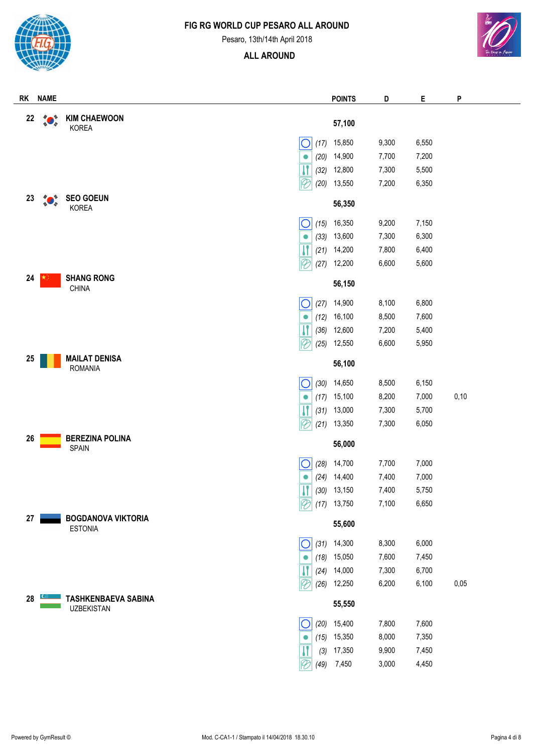# FIG RG WORLD CUP PESARO ALL AROUND

Pesaro, 13th/14th April 2018

## ALL AROUND

| RK | NAME | | POINTS | D | E | P |
|---|---|---|---|---|---|---|
| 22 | **KIM CHAEWOON** KOREA | | **57,100** | | | |
| | | Hoop (17) | 15,850 | 9,300 | 6,550 | |
| | | Ball (20) | 14,900 | 7,700 | 7,200 | |
| | | Clubs (32) | 12,800 | 7,300 | 5,500 | |
| | | Ribbon (20) | 13,550 | 7,200 | 6,350 | |
| 23 | **SEO GOEUN** KOREA | | **56,350** | | | |
| | | Hoop (15) | 16,350 | 9,200 | 7,150 | |
| | | Ball (33) | 13,600 | 7,300 | 6,300 | |
| | | Clubs (21) | 14,200 | 7,800 | 6,400 | |
| | | Ribbon (27) | 12,200 | 6,600 | 5,600 | |
| 24 | **SHANG RONG** CHINA | | **56,150** | | | |
| | | Hoop (27) | 14,900 | 8,100 | 6,800 | |
| | | Ball (12) | 16,100 | 8,500 | 7,600 | |
| | | Clubs (36) | 12,600 | 7,200 | 5,400 | |
| | | Ribbon (25) | 12,550 | 6,600 | 5,950 | |
| 25 | **MAILAT DENISA** ROMANIA | | **56,100** | | | |
| | | Hoop (30) | 14,650 | 8,500 | 6,150 | |
| | | Ball (17) | 15,100 | 8,200 | 7,000 | 0,10 |
| | | Clubs (31) | 13,000 | 7,300 | 5,700 | |
| | | Ribbon (21) | 13,350 | 7,300 | 6,050 | |
| 26 | **BEREZINA POLINA** SPAIN | | **56,000** | | | |
| | | Hoop (28) | 14,700 | 7,700 | 7,000 | |
| | | Ball (24) | 14,400 | 7,400 | 7,000 | |
| | | Clubs (30) | 13,150 | 7,400 | 5,750 | |
| | | Ribbon (17) | 13,750 | 7,100 | 6,650 | |
| 27 | **BOGDANOVA VIKTORIA** ESTONIA | | **55,600** | | | |
| | | Hoop (31) | 14,300 | 8,300 | 6,000 | |
| | | Ball (18) | 15,050 | 7,600 | 7,450 | |
| | | Clubs (24) | 14,000 | 7,300 | 6,700 | |
| | | Ribbon (26) | 12,250 | 6,200 | 6,100 | 0,05 |
| 28 | **TASHKENBAEVA SABINA** UZBEKISTAN | | **55,550** | | | |
| | | Hoop (20) | 15,400 | 7,800 | 7,600 | |
| | | Ball (15) | 15,350 | 8,000 | 7,350 | |
| | | Clubs (3) | 17,350 | 9,900 | 7,450 | |
| | | Ribbon (49) | 7,450 | 3,000 | 4,450 | |

Powered by GymResult © — Mod. C-CA1-1 / Stampato il 14/04/2018 18.30.10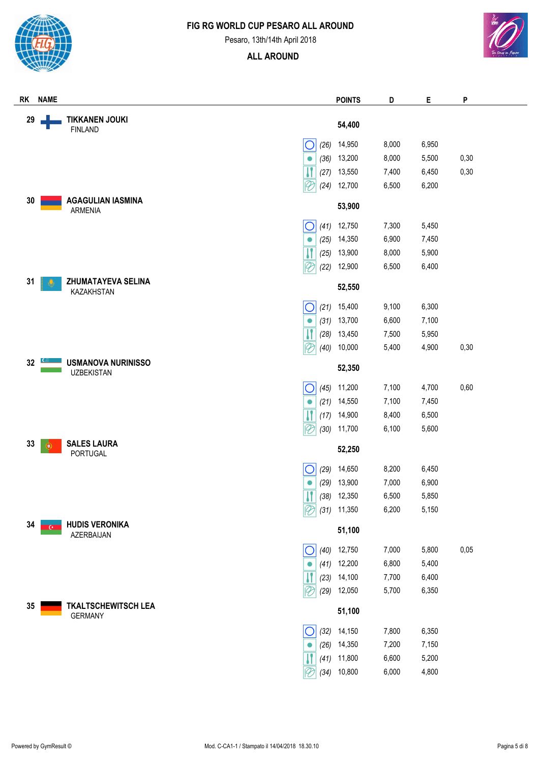# FIG RG WORLD CUP PESARO ALL AROUND

Pesaro, 13th/14th April 2018

## ALL AROUND

| RK | NAME | | | POINTS | D | E | P |
|---|---|---|---|---|---|---|---|
| 29 | TIKKANEN JOUKI<br>FINLAND | | | **54,400** | | | |
| | | Hoop | *(26)* | 14,950 | 8,000 | 6,950 | |
| | | Ball | *(36)* | 13,200 | 8,000 | 5,500 | 0,30 |
| | | Clubs | *(27)* | 13,550 | 7,400 | 6,450 | 0,30 |
| | | Ribbon | *(24)* | 12,700 | 6,500 | 6,200 | |
| 30 | AGAGULIAN IASMINA<br>ARMENIA | | | **53,900** | | | |
| | | Hoop | *(41)* | 12,750 | 7,300 | 5,450 | |
| | | Ball | *(25)* | 14,350 | 6,900 | 7,450 | |
| | | Clubs | *(25)* | 13,900 | 8,000 | 5,900 | |
| | | Ribbon | *(22)* | 12,900 | 6,500 | 6,400 | |
| 31 | ZHUMATAYEVA SELINA<br>KAZAKHSTAN | | | **52,550** | | | |
| | | Hoop | *(21)* | 15,400 | 9,100 | 6,300 | |
| | | Ball | *(31)* | 13,700 | 6,600 | 7,100 | |
| | | Clubs | *(28)* | 13,450 | 7,500 | 5,950 | |
| | | Ribbon | *(40)* | 10,000 | 5,400 | 4,900 | 0,30 |
| 32 | USMANOVA NURINISSO<br>UZBEKISTAN | | | **52,350** | | | |
| | | Hoop | *(45)* | 11,200 | 7,100 | 4,700 | 0,60 |
| | | Ball | *(21)* | 14,550 | 7,100 | 7,450 | |
| | | Clubs | *(17)* | 14,900 | 8,400 | 6,500 | |
| | | Ribbon | *(30)* | 11,700 | 6,100 | 5,600 | |
| 33 | SALES LAURA<br>PORTUGAL | | | **52,250** | | | |
| | | Hoop | *(29)* | 14,650 | 8,200 | 6,450 | |
| | | Ball | *(29)* | 13,900 | 7,000 | 6,900 | |
| | | Clubs | *(38)* | 12,350 | 6,500 | 5,850 | |
| | | Ribbon | *(31)* | 11,350 | 6,200 | 5,150 | |
| 34 | HUDIS VERONIKA<br>AZERBAIJAN | | | **51,100** | | | |
| | | Hoop | *(40)* | 12,750 | 7,000 | 5,800 | 0,05 |
| | | Ball | *(41)* | 12,200 | 6,800 | 5,400 | |
| | | Clubs | *(23)* | 14,100 | 7,700 | 6,400 | |
| | | Ribbon | *(29)* | 12,050 | 5,700 | 6,350 | |
| 35 | TKALTSCHEWITSCH LEA<br>GERMANY | | | **51,100** | | | |
| | | Hoop | *(32)* | 14,150 | 7,800 | 6,350 | |
| | | Ball | *(26)* | 14,350 | 7,200 | 7,150 | |
| | | Clubs | *(41)* | 11,800 | 6,600 | 5,200 | |
| | | Ribbon | *(34)* | 10,800 | 6,000 | 4,800 | |

Powered by GymResult © Mod. C-CA1-1 / Stampato il 14/04/2018 18.30.10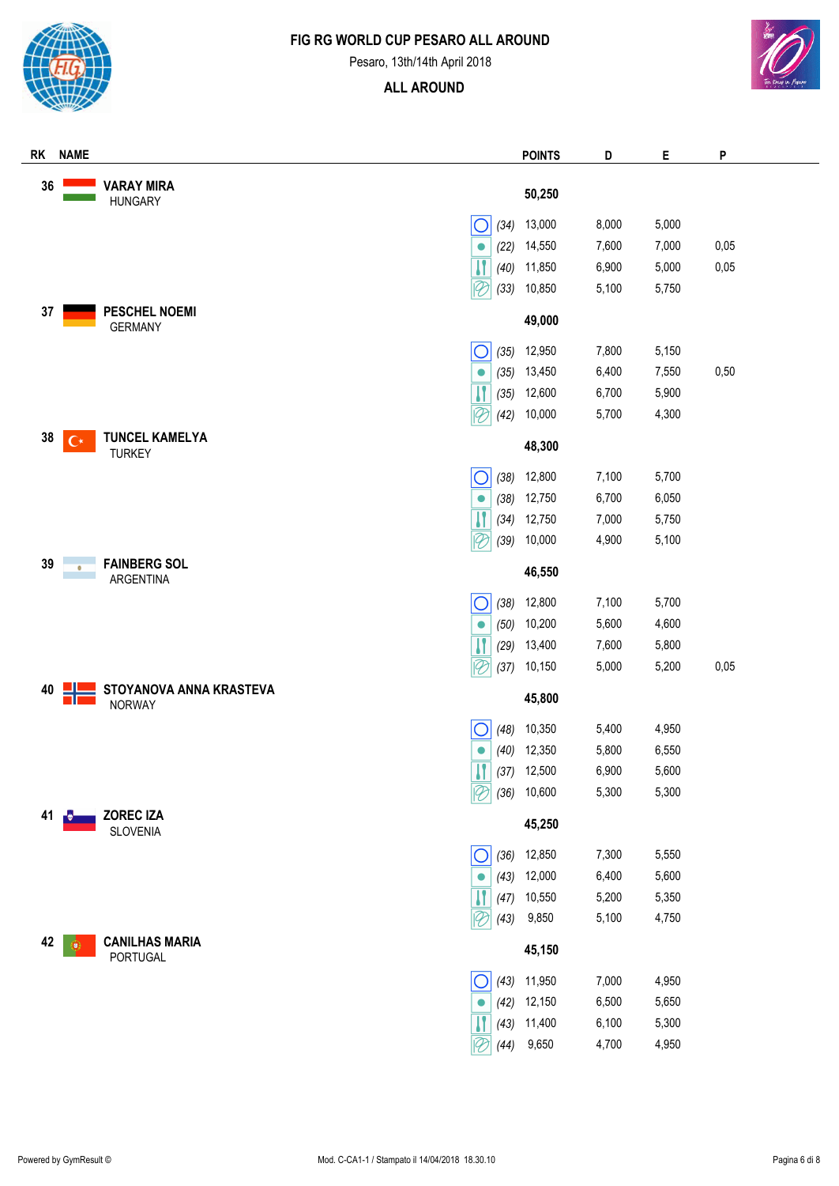# FIG RG WORLD CUP PESARO ALL AROUND

Pesaro, 13th/14th April 2018

## ALL AROUND

| RK | NAME | | | POINTS | D | E | P |
|---|---|---|---|---|---|---|---|
| 36 | VARAY MIRA<br>HUNGARY | | | 50,250 | | | |
| | | Hoop | (34) | 13,000 | 8,000 | 5,000 | |
| | | Ball | (22) | 14,550 | 7,600 | 7,000 | 0,05 |
| | | Clubs | (40) | 11,850 | 6,900 | 5,000 | 0,05 |
| | | Ribbon | (33) | 10,850 | 5,100 | 5,750 | |
| 37 | PESCHEL NOEMI<br>GERMANY | | | 49,000 | | | |
| | | Hoop | (35) | 12,950 | 7,800 | 5,150 | |
| | | Ball | (35) | 13,450 | 6,400 | 7,550 | 0,50 |
| | | Clubs | (35) | 12,600 | 6,700 | 5,900 | |
| | | Ribbon | (42) | 10,000 | 5,700 | 4,300 | |
| 38 | TUNCEL KAMELYA<br>TURKEY | | | 48,300 | | | |
| | | Hoop | (38) | 12,800 | 7,100 | 5,700 | |
| | | Ball | (38) | 12,750 | 6,700 | 6,050 | |
| | | Clubs | (34) | 12,750 | 7,000 | 5,750 | |
| | | Ribbon | (39) | 10,000 | 4,900 | 5,100 | |
| 39 | FAINBERG SOL<br>ARGENTINA | | | 46,550 | | | |
| | | Hoop | (38) | 12,800 | 7,100 | 5,700 | |
| | | Ball | (50) | 10,200 | 5,600 | 4,600 | |
| | | Clubs | (29) | 13,400 | 7,600 | 5,800 | |
| | | Ribbon | (37) | 10,150 | 5,000 | 5,200 | 0,05 |
| 40 | STOYANOVA ANNA KRASTEVA<br>NORWAY | | | 45,800 | | | |
| | | Hoop | (48) | 10,350 | 5,400 | 4,950 | |
| | | Ball | (40) | 12,350 | 5,800 | 6,550 | |
| | | Clubs | (37) | 12,500 | 6,900 | 5,600 | |
| | | Ribbon | (36) | 10,600 | 5,300 | 5,300 | |
| 41 | ZOREC IZA<br>SLOVENIA | | | 45,250 | | | |
| | | Hoop | (36) | 12,850 | 7,300 | 5,550 | |
| | | Ball | (43) | 12,000 | 6,400 | 5,600 | |
| | | Clubs | (47) | 10,550 | 5,200 | 5,350 | |
| | | Ribbon | (43) | 9,850 | 5,100 | 4,750 | |
| 42 | CANILHAS MARIA<br>PORTUGAL | | | 45,150 | | | |
| | | Hoop | (43) | 11,950 | 7,000 | 4,950 | |
| | | Ball | (42) | 12,150 | 6,500 | 5,650 | |
| | | Clubs | (43) | 11,400 | 6,100 | 5,300 | |
| | | Ribbon | (44) | 9,650 | 4,700 | 4,950 | |

Powered by GymResult © Mod. C-CA1-1 / Stampato il 14/04/2018 18.30.10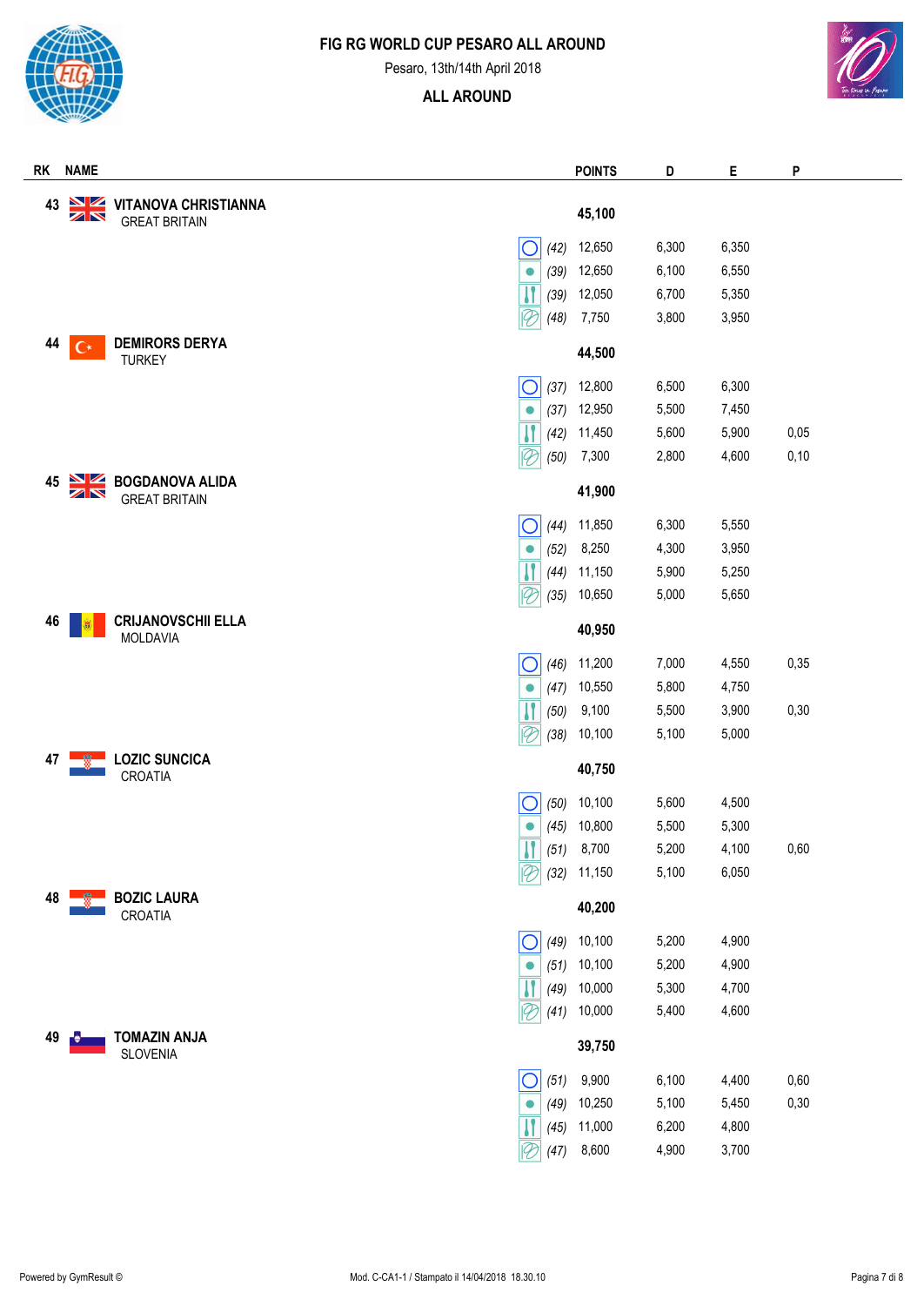# FIG RG WORLD CUP PESARO ALL AROUND

Pesaro, 13th/14th April 2018

## ALL AROUND

| RK | NAME | | | POINTS | D | E | P |
|---|---|---|---|---|---|---|---|
| 43 | **VITANOVA CHRISTIANNA** GREAT BRITAIN | | | **45,100** | | | |
| | | Hoop | (42) | 12,650 | 6,300 | 6,350 | |
| | | Ball | (39) | 12,650 | 6,100 | 6,550 | |
| | | Clubs | (39) | 12,050 | 6,700 | 5,350 | |
| | | Ribbon | (48) | 7,750 | 3,800 | 3,950 | |
| 44 | **DEMIRORS DERYA** TURKEY | | | **44,500** | | | |
| | | Hoop | (37) | 12,800 | 6,500 | 6,300 | |
| | | Ball | (37) | 12,950 | 5,500 | 7,450 | |
| | | Clubs | (42) | 11,450 | 5,600 | 5,900 | 0,05 |
| | | Ribbon | (50) | 7,300 | 2,800 | 4,600 | 0,10 |
| 45 | **BOGDANOVA ALIDA** GREAT BRITAIN | | | **41,900** | | | |
| | | Hoop | (44) | 11,850 | 6,300 | 5,550 | |
| | | Ball | (52) | 8,250 | 4,300 | 3,950 | |
| | | Clubs | (44) | 11,150 | 5,900 | 5,250 | |
| | | Ribbon | (35) | 10,650 | 5,000 | 5,650 | |
| 46 | **CRIJANOVSCHII ELLA** MOLDAVIA | | | **40,950** | | | |
| | | Hoop | (46) | 11,200 | 7,000 | 4,550 | 0,35 |
| | | Ball | (47) | 10,550 | 5,800 | 4,750 | |
| | | Clubs | (50) | 9,100 | 5,500 | 3,900 | 0,30 |
| | | Ribbon | (38) | 10,100 | 5,100 | 5,000 | |
| 47 | **LOZIC SUNCICA** CROATIA | | | **40,750** | | | |
| | | Hoop | (50) | 10,100 | 5,600 | 4,500 | |
| | | Ball | (45) | 10,800 | 5,500 | 5,300 | |
| | | Clubs | (51) | 8,700 | 5,200 | 4,100 | 0,60 |
| | | Ribbon | (32) | 11,150 | 5,100 | 6,050 | |
| 48 | **BOZIC LAURA** CROATIA | | | **40,200** | | | |
| | | Hoop | (49) | 10,100 | 5,200 | 4,900 | |
| | | Ball | (51) | 10,100 | 5,200 | 4,900 | |
| | | Clubs | (49) | 10,000 | 5,300 | 4,700 | |
| | | Ribbon | (41) | 10,000 | 5,400 | 4,600 | |
| 49 | **TOMAZIN ANJA** SLOVENIA | | | **39,750** | | | |
| | | Hoop | (51) | 9,900 | 6,100 | 4,400 | 0,60 |
| | | Ball | (49) | 10,250 | 5,100 | 5,450 | 0,30 |
| | | Clubs | (45) | 11,000 | 6,200 | 4,800 | |
| | | Ribbon | (47) | 8,600 | 4,900 | 3,700 | |

Powered by GymResult © Mod. C-CA1-1 / Stampato il 14/04/2018 18.30.10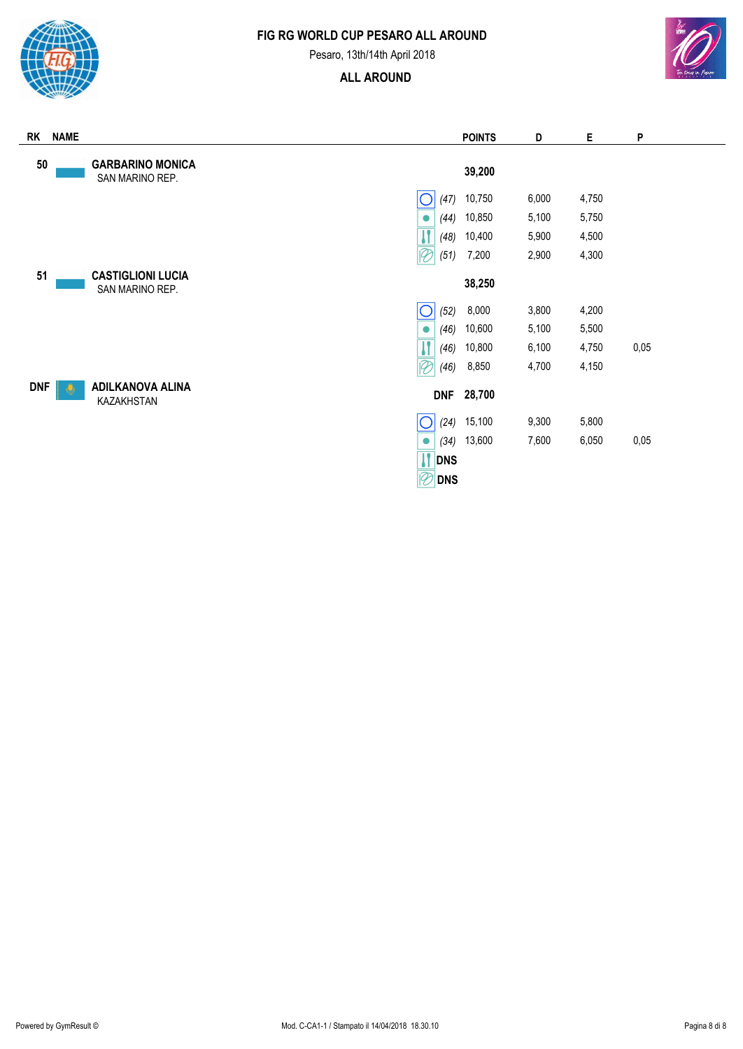# FIG RG WORLD CUP PESARO ALL AROUND

Pesaro, 13th/14th April 2018

## ALL AROUND

| RK | NAME | | | POINTS | D | E | P |
|---|---|---|---|---|---|---|---|
| 50 | **GARBARINO MONICA** SAN MARINO REP. | | | **39,200** | | | |
| | | Hoop | *(47)* | 10,750 | 6,000 | 4,750 | |
| | | Ball | *(44)* | 10,850 | 5,100 | 5,750 | |
| | | Clubs | *(48)* | 10,400 | 5,900 | 4,500 | |
| | | Ribbon | *(51)* | 7,200 | 2,900 | 4,300 | |
| 51 | **CASTIGLIONI LUCIA** SAN MARINO REP. | | | **38,250** | | | |
| | | Hoop | *(52)* | 8,000 | 3,800 | 4,200 | |
| | | Ball | *(46)* | 10,600 | 5,100 | 5,500 | |
| | | Clubs | *(46)* | 10,800 | 6,100 | 4,750 | 0,05 |
| | | Ribbon | *(46)* | 8,850 | 4,700 | 4,150 | |
| DNF | **ADILKANOVA ALINA** KAZAKHSTAN | | **DNF** | **28,700** | | | |
| | | Hoop | *(24)* | 15,100 | 9,300 | 5,800 | |
| | | Ball | *(34)* | 13,600 | 7,600 | 6,050 | 0,05 |
| | | Clubs | **DNS** | | | | |
| | | Ribbon | **DNS** | | | | |

Powered by GymResult © Mod. C-CA1-1 / Stampato il 14/04/2018 18.30.10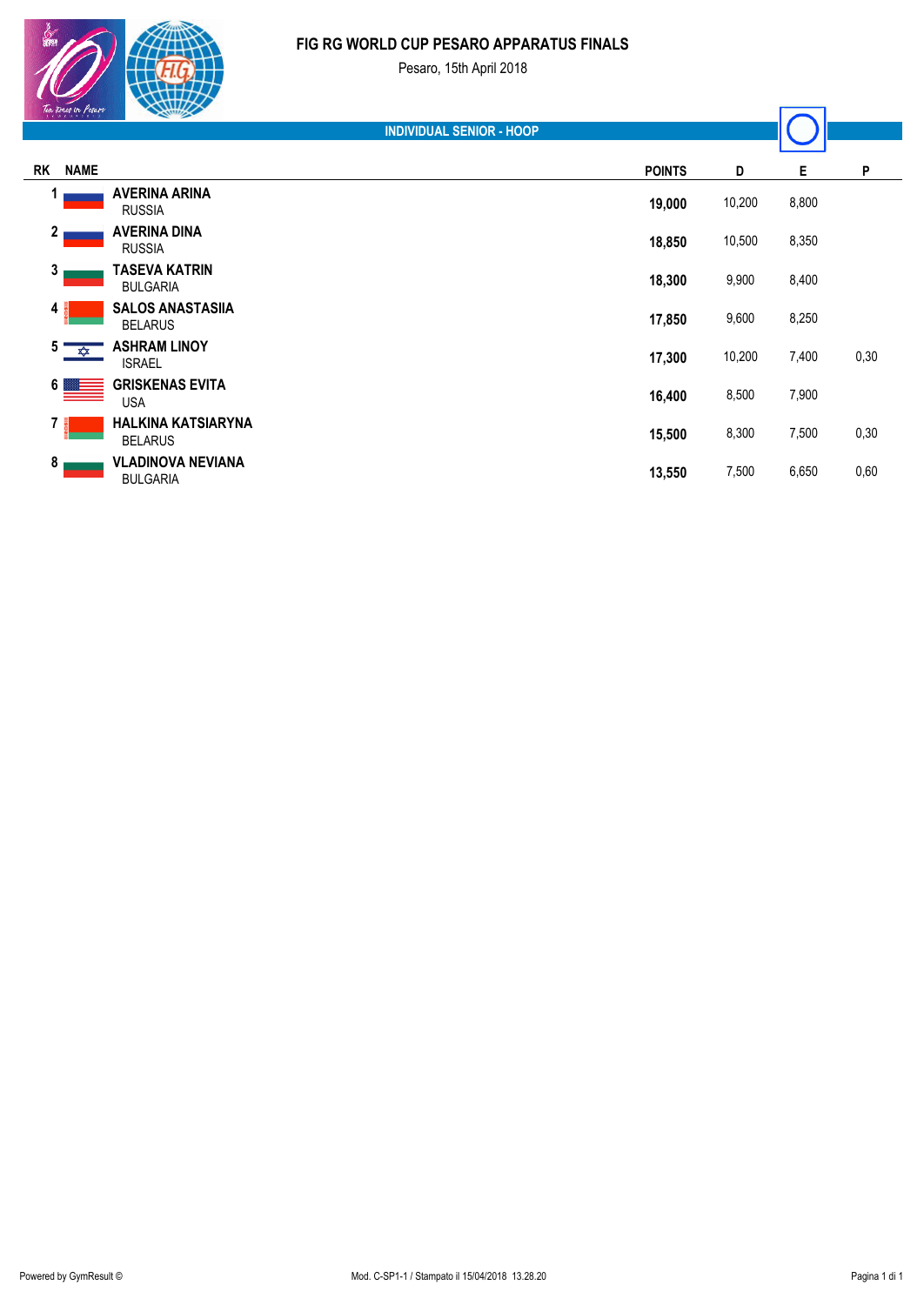# FIG RG WORLD CUP PESARO APPARATUS FINALS

Pesaro, 15th April 2018

## INDIVIDUAL SENIOR - HOOP

| RK | NAME | POINTS | D | E | P |
|---|---|---|---|---|---|
| 1 | **AVERINA ARINA**<br>RUSSIA | **19,000** | 10,200 | 8,800 | |
| 2 | **AVERINA DINA**<br>RUSSIA | **18,850** | 10,500 | 8,350 | |
| 3 | **TASEVA KATRIN**<br>BULGARIA | **18,300** | 9,900 | 8,400 | |
| 4 | **SALOS ANASTASIIA**<br>BELARUS | **17,850** | 9,600 | 8,250 | |
| 5 | **ASHRAM LINOY**<br>ISRAEL | **17,300** | 10,200 | 7,400 | 0,30 |
| 6 | **GRISKENAS EVITA**<br>USA | **16,400** | 8,500 | 7,900 | |
| 7 | **HALKINA KATSIARYNA**<br>BELARUS | **15,500** | 8,300 | 7,500 | 0,30 |
| 8 | **VLADINOVA NEVIANA**<br>BULGARIA | **13,550** | 7,500 | 6,650 | 0,60 |

Powered by GymResult © | Mod. C-SP1-1 / Stampato il 15/04/2018 13.28.20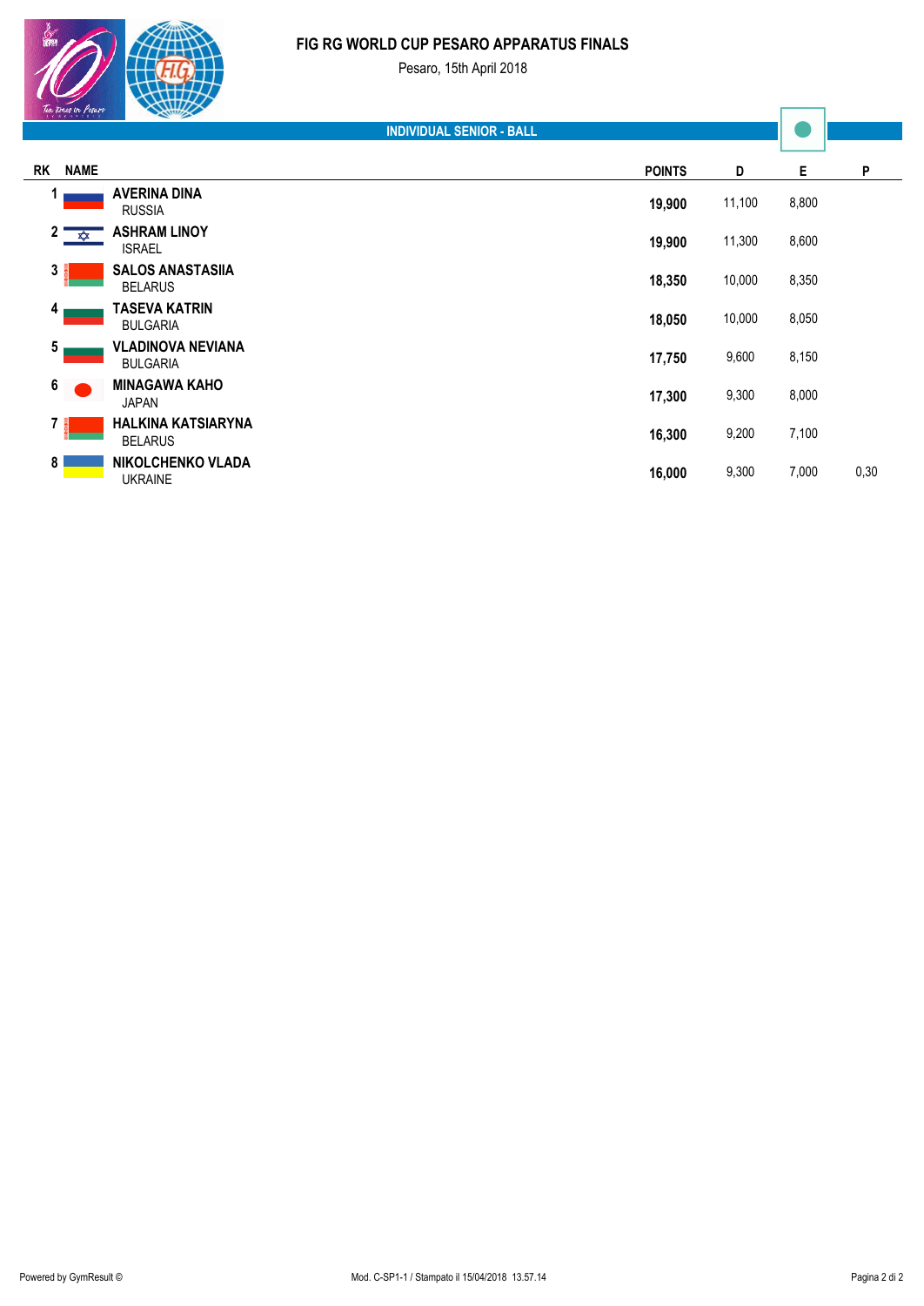# FIG RG WORLD CUP PESARO APPARATUS FINALS

Pesaro, 15th April 2018

## INDIVIDUAL SENIOR - BALL

| RK | NAME | POINTS | D | E | P |
|---|---|---|---|---|---|
| 1 | **AVERINA DINA**<br>RUSSIA | **19,900** | 11,100 | 8,800 | |
| 2 | **ASHRAM LINOY**<br>ISRAEL | **19,900** | 11,300 | 8,600 | |
| 3 | **SALOS ANASTASIIA**<br>BELARUS | **18,350** | 10,000 | 8,350 | |
| 4 | **TASEVA KATRIN**<br>BULGARIA | **18,050** | 10,000 | 8,050 | |
| 5 | **VLADINOVA NEVIANA**<br>BULGARIA | **17,750** | 9,600 | 8,150 | |
| 6 | **MINAGAWA KAHO**<br>JAPAN | **17,300** | 9,300 | 8,000 | |
| 7 | **HALKINA KATSIARYNA**<br>BELARUS | **16,300** | 9,200 | 7,100 | |
| 8 | **NIKOLCHENKO VLADA**<br>UKRAINE | **16,000** | 9,300 | 7,000 | 0,30 |

Powered by GymResult © Mod. C-SP1-1 / Stampato il 15/04/2018 13.57.14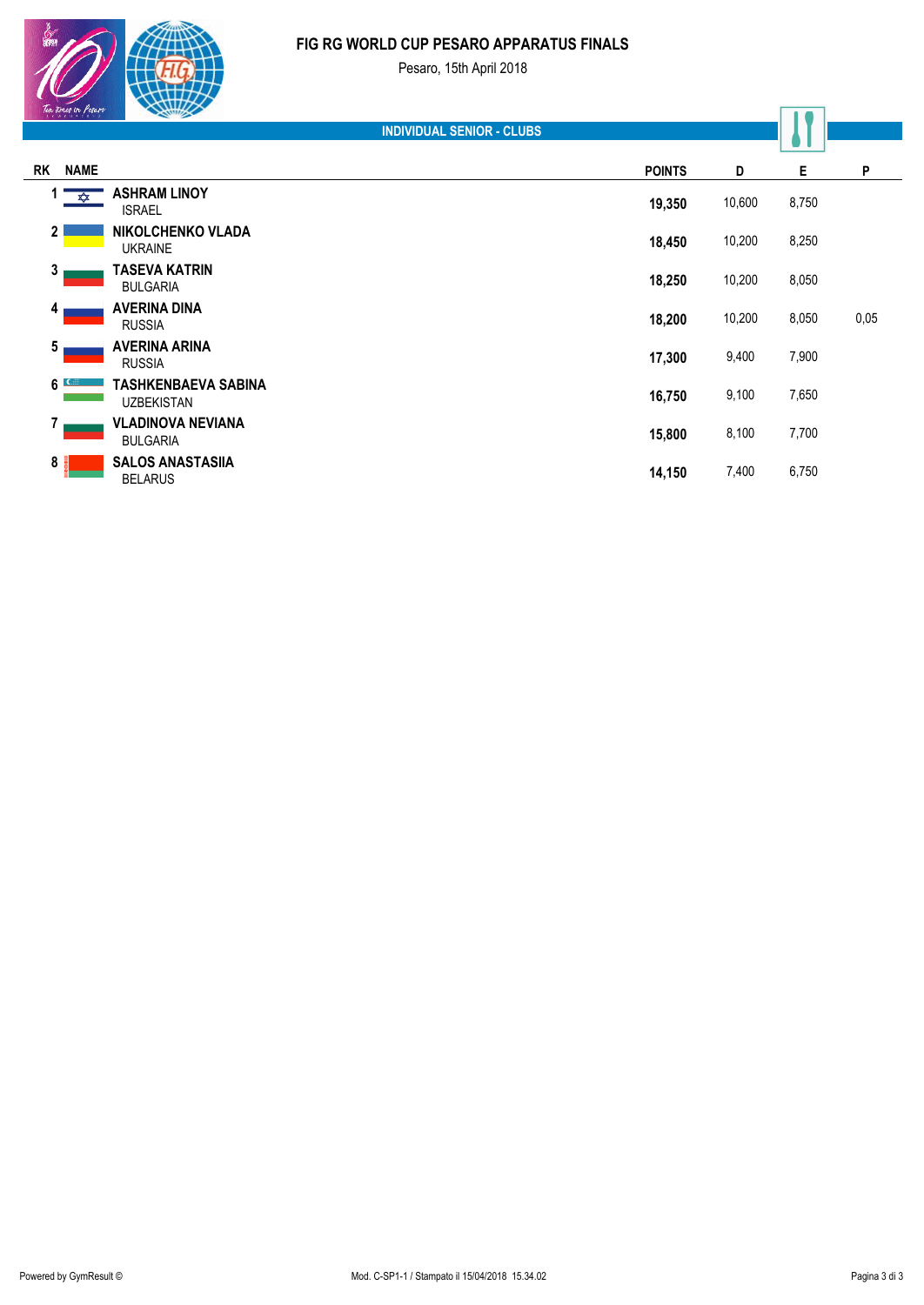# FIG RG WORLD CUP PESARO APPARATUS FINALS

Pesaro, 15th April 2018

## INDIVIDUAL SENIOR - CLUBS

| RK | NAME | POINTS | D | E | P |
|---|---|---|---|---|---|
| 1 | **ASHRAM LINOY** ISRAEL | **19,350** | 10,600 | 8,750 | |
| 2 | **NIKOLCHENKO VLADA** UKRAINE | **18,450** | 10,200 | 8,250 | |
| 3 | **TASEVA KATRIN** BULGARIA | **18,250** | 10,200 | 8,050 | |
| 4 | **AVERINA DINA** RUSSIA | **18,200** | 10,200 | 8,050 | 0,05 |
| 5 | **AVERINA ARINA** RUSSIA | **17,300** | 9,400 | 7,900 | |
| 6 | **TASHKENBAEVA SABINA** UZBEKISTAN | **16,750** | 9,100 | 7,650 | |
| 7 | **VLADINOVA NEVIANA** BULGARIA | **15,800** | 8,100 | 7,700 | |
| 8 | **SALOS ANASTASIIA** BELARUS | **14,150** | 7,400 | 6,750 | |

Powered by GymResult © Mod. C-SP1-1 / Stampato il 15/04/2018 15.34.02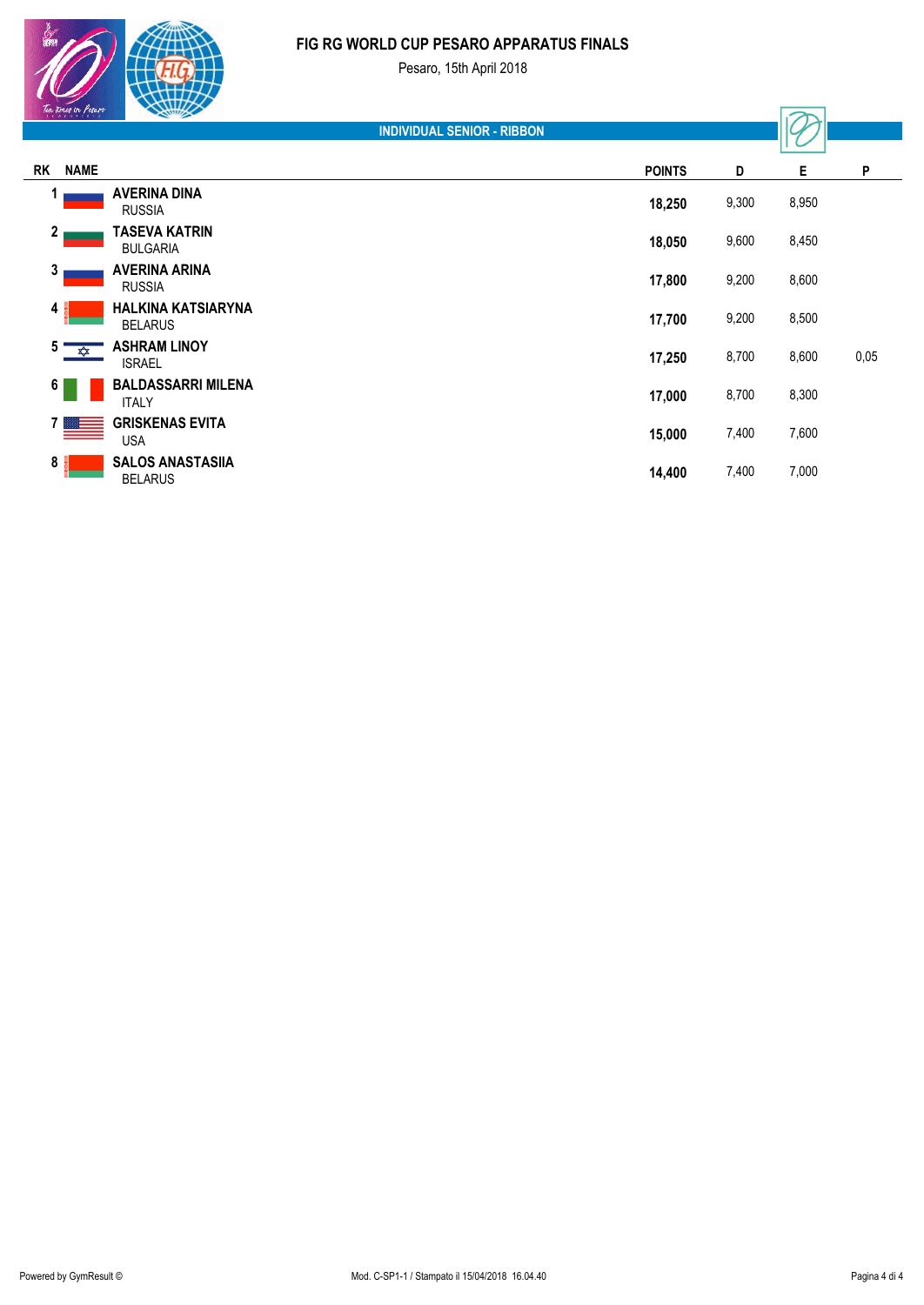# FIG RG WORLD CUP PESARO APPARATUS FINALS

Pesaro, 15th April 2018

## INDIVIDUAL SENIOR - RIBBON

| RK | NAME | POINTS | D | E | P |
|---|---|---|---|---|---|
| 1 | **AVERINA DINA** RUSSIA | **18,250** | 9,300 | 8,950 | |
| 2 | **TASEVA KATRIN** BULGARIA | **18,050** | 9,600 | 8,450 | |
| 3 | **AVERINA ARINA** RUSSIA | **17,800** | 9,200 | 8,600 | |
| 4 | **HALKINA KATSIARYNA** BELARUS | **17,700** | 9,200 | 8,500 | |
| 5 | **ASHRAM LINOY** ISRAEL | **17,250** | 8,700 | 8,600 | 0,05 |
| 6 | **BALDASSARRI MILENA** ITALY | **17,000** | 8,700 | 8,300 | |
| 7 | **GRISKENAS EVITA** USA | **15,000** | 7,400 | 7,600 | |
| 8 | **SALOS ANASTASIIA** BELARUS | **14,400** | 7,400 | 7,000 | |

Powered by GymResult © Mod. C-SP1-1 / Stampato il 15/04/2018 16.04.40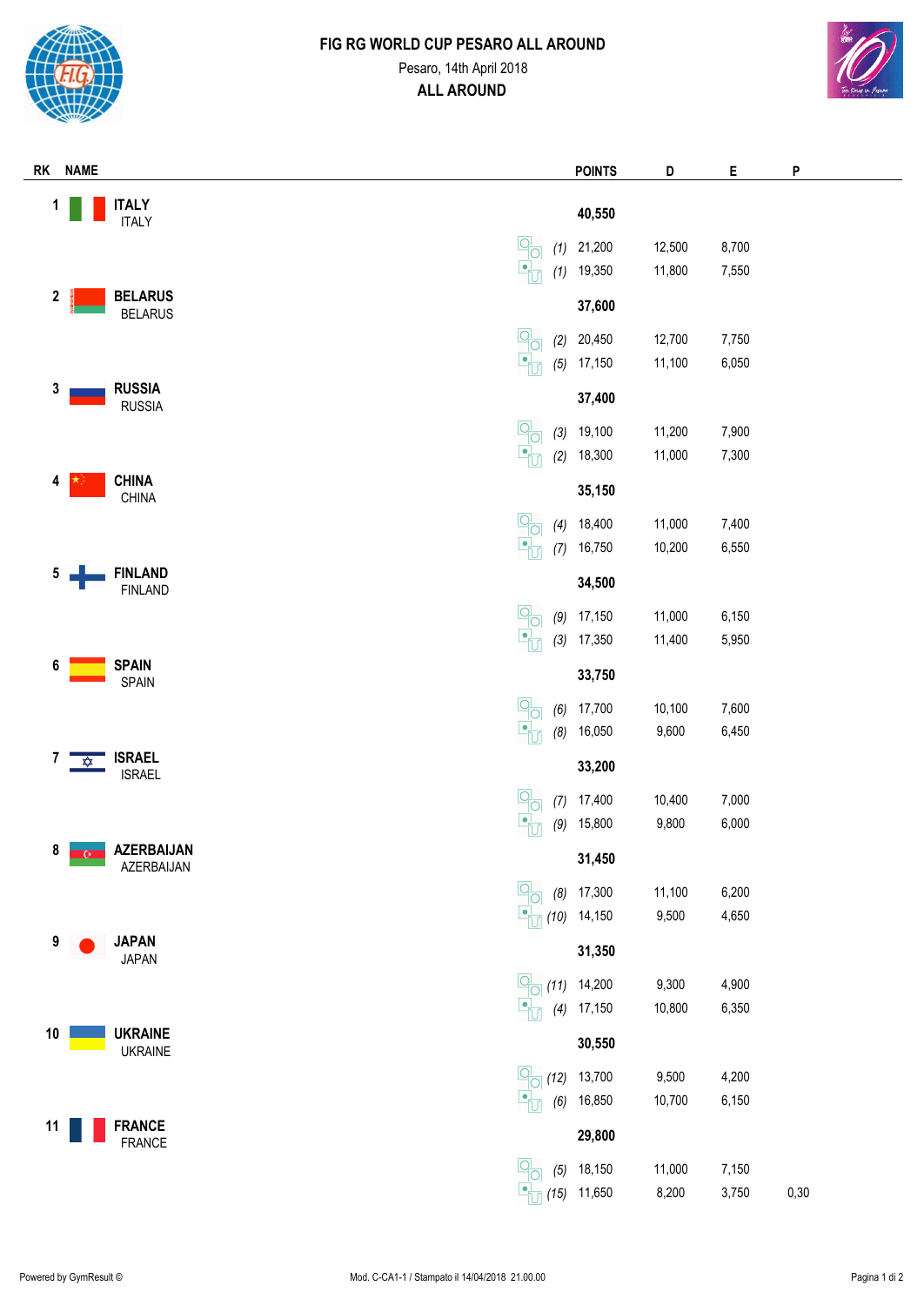# FIG RG WORLD CUP PESARO ALL AROUND

Pesaro, 14th April 2018

## ALL AROUND

| RK | NAME | | POINTS | D | E | P |
|---|---|---|---|---|---|---|
| 1 | ITALY ITALY | | 40,550 | | | |
| | | (1) | 21,200 | 12,500 | 8,700 | |
| | | (1) | 19,350 | 11,800 | 7,550 | |
| 2 | BELARUS BELARUS | | 37,600 | | | |
| | | (2) | 20,450 | 12,700 | 7,750 | |
| | | (5) | 17,150 | 11,100 | 6,050 | |
| 3 | RUSSIA RUSSIA | | 37,400 | | | |
| | | (3) | 19,100 | 11,200 | 7,900 | |
| | | (2) | 18,300 | 11,000 | 7,300 | |
| 4 | CHINA CHINA | | 35,150 | | | |
| | | (4) | 18,400 | 11,000 | 7,400 | |
| | | (7) | 16,750 | 10,200 | 6,550 | |
| 5 | FINLAND FINLAND | | 34,500 | | | |
| | | (9) | 17,150 | 11,000 | 6,150 | |
| | | (3) | 17,350 | 11,400 | 5,950 | |
| 6 | SPAIN SPAIN | | 33,750 | | | |
| | | (6) | 17,700 | 10,100 | 7,600 | |
| | | (8) | 16,050 | 9,600 | 6,450 | |
| 7 | ISRAEL ISRAEL | | 33,200 | | | |
| | | (7) | 17,400 | 10,400 | 7,000 | |
| | | (9) | 15,800 | 9,800 | 6,000 | |
| 8 | AZERBAIJAN AZERBAIJAN | | 31,450 | | | |
| | | (8) | 17,300 | 11,100 | 6,200 | |
| | | (10) | 14,150 | 9,500 | 4,650 | |
| 9 | JAPAN JAPAN | | 31,350 | | | |
| | | (11) | 14,200 | 9,300 | 4,900 | |
| | | (4) | 17,150 | 10,800 | 6,350 | |
| 10 | UKRAINE UKRAINE | | 30,550 | | | |
| | | (12) | 13,700 | 9,500 | 4,200 | |
| | | (6) | 16,850 | 10,700 | 6,150 | |
| 11 | FRANCE FRANCE | | 29,800 | | | |
| | | (5) | 18,150 | 11,000 | 7,150 | |
| | | (15) | 11,650 | 8,200 | 3,750 | 0,30 |

Powered by GymResult © Mod. C-CA1-1 / Stampato il 14/04/2018 21.00.00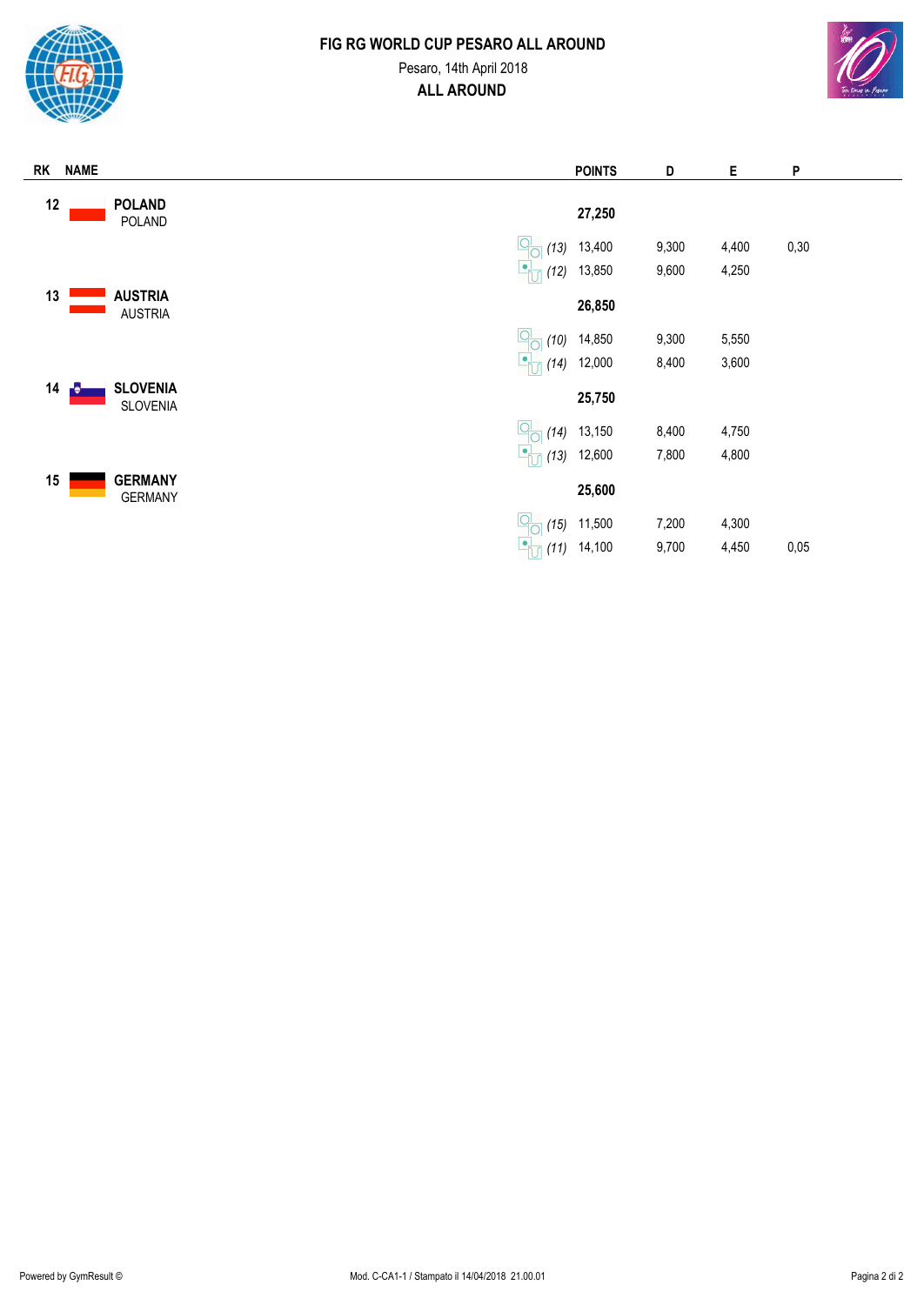# FIG RG WORLD CUP PESARO ALL AROUND

Pesaro, 14th April 2018

## ALL AROUND

| RK | NAME | | POINTS | D | E | P |
|---|---|---|---|---|---|---|
| 12 | **POLAND** POLAND | | **27,250** | | | |
| | | (13) | 13,400 | 9,300 | 4,400 | 0,30 |
| | | (12) | 13,850 | 9,600 | 4,250 | |
| 13 | **AUSTRIA** AUSTRIA | | **26,850** | | | |
| | | (10) | 14,850 | 9,300 | 5,550 | |
| | | (14) | 12,000 | 8,400 | 3,600 | |
| 14 | **SLOVENIA** SLOVENIA | | **25,750** | | | |
| | | (14) | 13,150 | 8,400 | 4,750 | |
| | | (13) | 12,600 | 7,800 | 4,800 | |
| 15 | **GERMANY** GERMANY | | **25,600** | | | |
| | | (15) | 11,500 | 7,200 | 4,300 | |
| | | (11) | 14,100 | 9,700 | 4,450 | 0,05 |

Powered by GymResult © Mod. C-CA1-1 / Stampato il 14/04/2018 21.00.01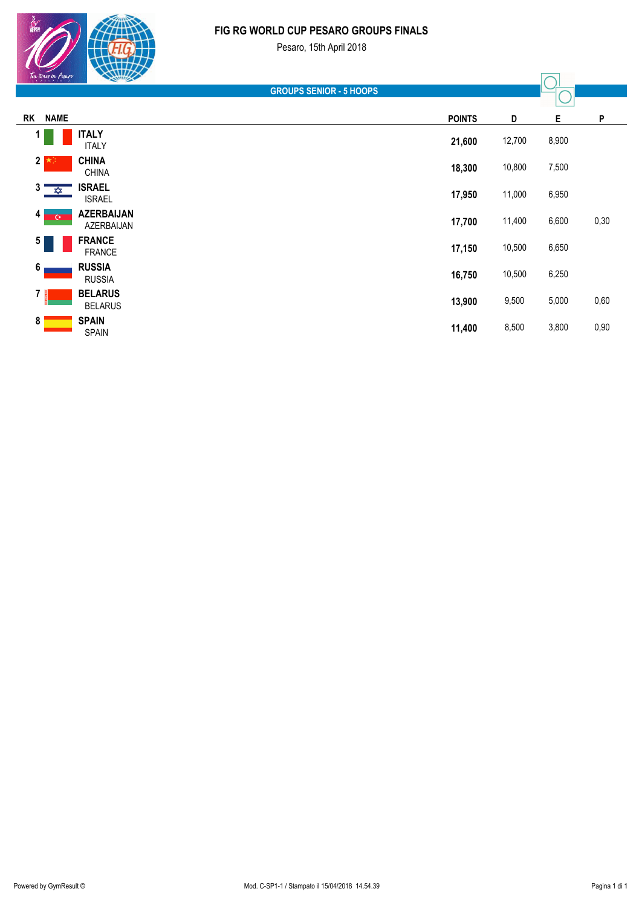# FIG RG WORLD CUP PESARO GROUPS FINALS

Pesaro, 15th April 2018

## GROUPS SENIOR - 5 HOOPS

| RK | NAME | POINTS | D | E | P |
|---|---|---|---|---|---|
| 1 | **ITALY** ITALY | **21,600** | 12,700 | 8,900 | |
| 2 | **CHINA** CHINA | **18,300** | 10,800 | 7,500 | |
| 3 | **ISRAEL** ISRAEL | **17,950** | 11,000 | 6,950 | |
| 4 | **AZERBAIJAN** AZERBAIJAN | **17,700** | 11,400 | 6,600 | 0,30 |
| 5 | **FRANCE** FRANCE | **17,150** | 10,500 | 6,650 | |
| 6 | **RUSSIA** RUSSIA | **16,750** | 10,500 | 6,250 | |
| 7 | **BELARUS** BELARUS | **13,900** | 9,500 | 5,000 | 0,60 |
| 8 | **SPAIN** SPAIN | **11,400** | 8,500 | 3,800 | 0,90 |

Powered by GymResult © Mod. C-SP1-1 / Stampato il 15/04/2018 14.54.39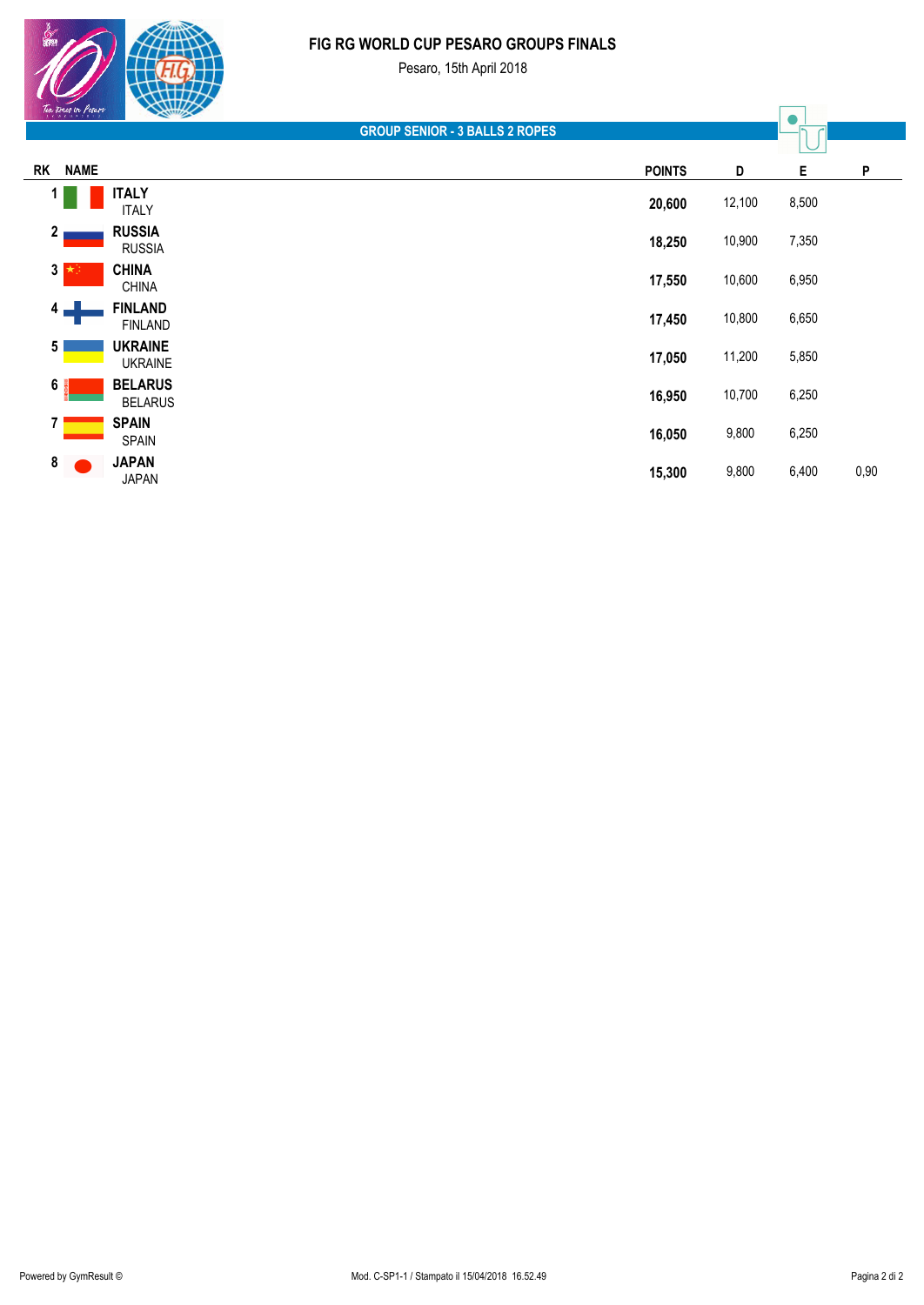# FIG RG WORLD CUP PESARO GROUPS FINALS

Pesaro, 15th April 2018

## GROUP SENIOR - 3 BALLS 2 ROPES

| RK | NAME | POINTS | D | E | P |
|---|---|---|---|---|---|
| 1 | **ITALY** ITALY | **20,600** | 12,100 | 8,500 | |
| 2 | **RUSSIA** RUSSIA | **18,250** | 10,900 | 7,350 | |
| 3 | **CHINA** CHINA | **17,550** | 10,600 | 6,950 | |
| 4 | **FINLAND** FINLAND | **17,450** | 10,800 | 6,650 | |
| 5 | **UKRAINE** UKRAINE | **17,050** | 11,200 | 5,850 | |
| 6 | **BELARUS** BELARUS | **16,950** | 10,700 | 6,250 | |
| 7 | **SPAIN** SPAIN | **16,050** | 9,800 | 6,250 | |
| 8 | **JAPAN** JAPAN | **15,300** | 9,800 | 6,400 | 0,90 |

Powered by GymResult ©

Mod. C-SP1-1 / Stampato il 15/04/2018 16.52.49